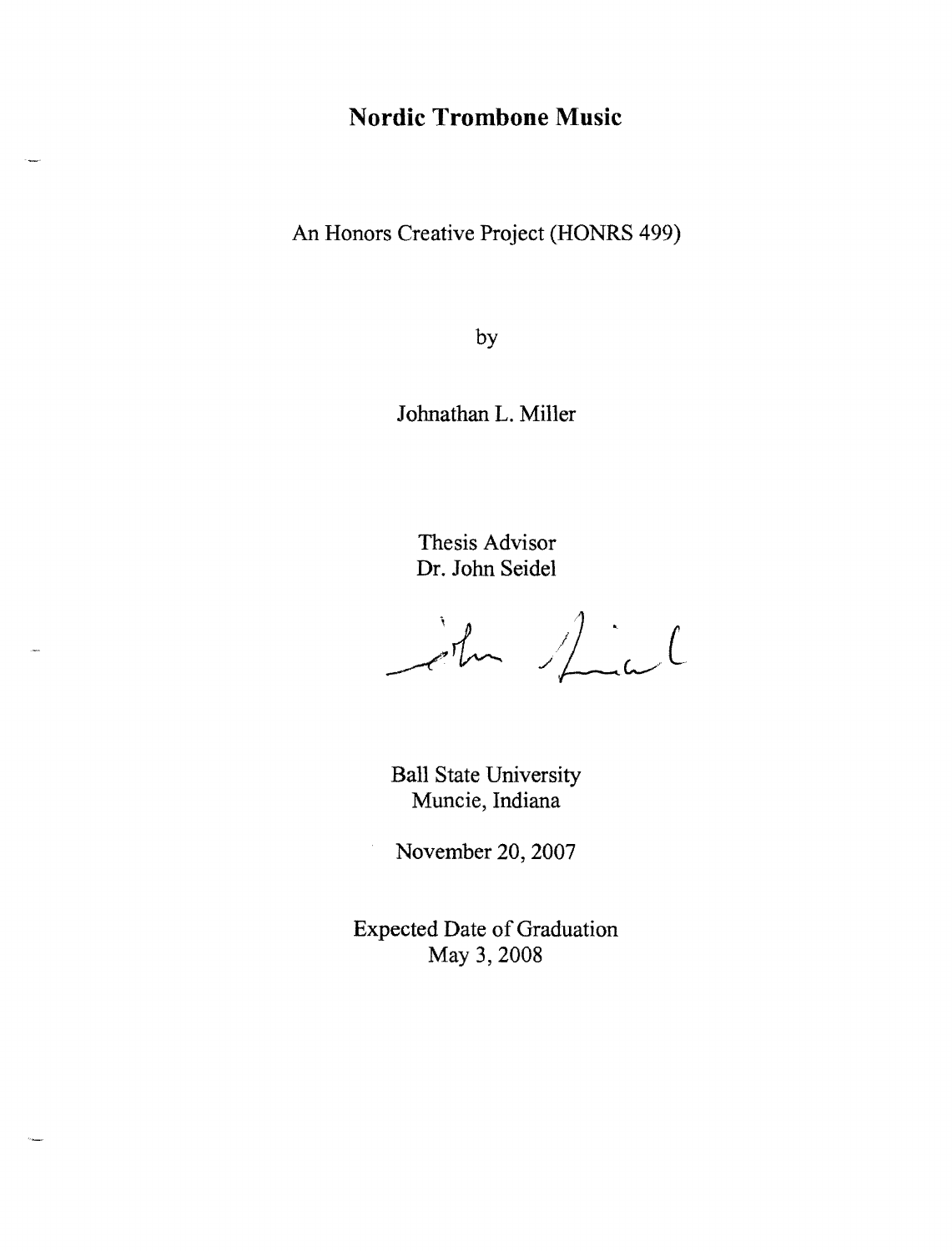# Nordic Trombone Music

An Honors Creative Project (HONRS 499)

by

Johnathan L. Miller

Thesis Advisor
Dr. John Seidel

Ball State University
Muncie, Indiana

November 20, 2007

Expected Date of Graduation
May 3, 2008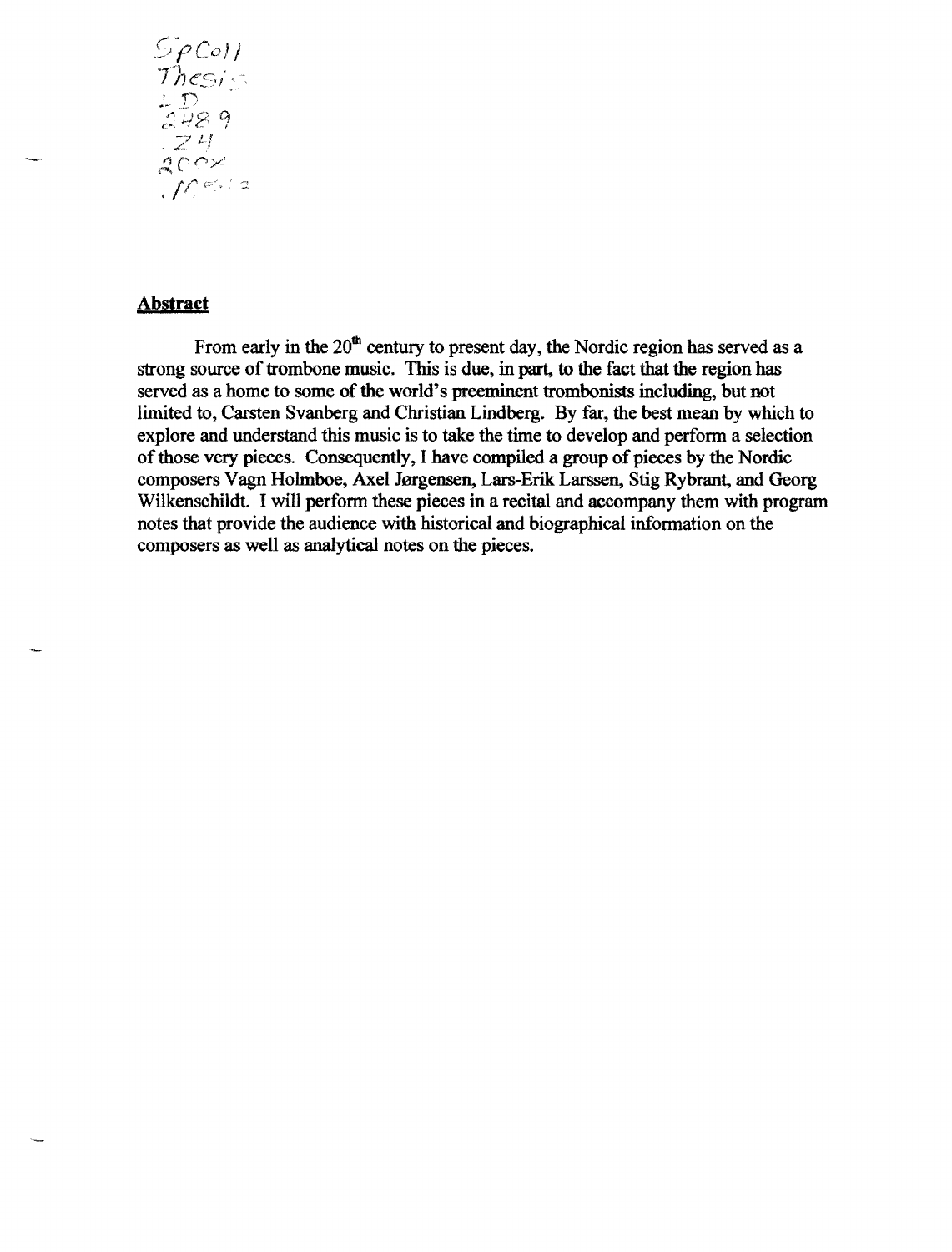SpColl Thesis LD 2489 .Z4 200X .M

**Abstract**

From early in the 20th century to present day, the Nordic region has served as a strong source of trombone music. This is due, in part, to the fact that the region has served as a home to some of the world's preeminent trombonists including, but not limited to, Carsten Svanberg and Christian Lindberg. By far, the best mean by which to explore and understand this music is to take the time to develop and perform a selection of those very pieces. Consequently, I have compiled a group of pieces by the Nordic composers Vagn Holmboe, Axel Jørgensen, Lars-Erik Larssen, Stig Rybrant, and Georg Wilkenschildt. I will perform these pieces in a recital and accompany them with program notes that provide the audience with historical and biographical information on the composers as well as analytical notes on the pieces.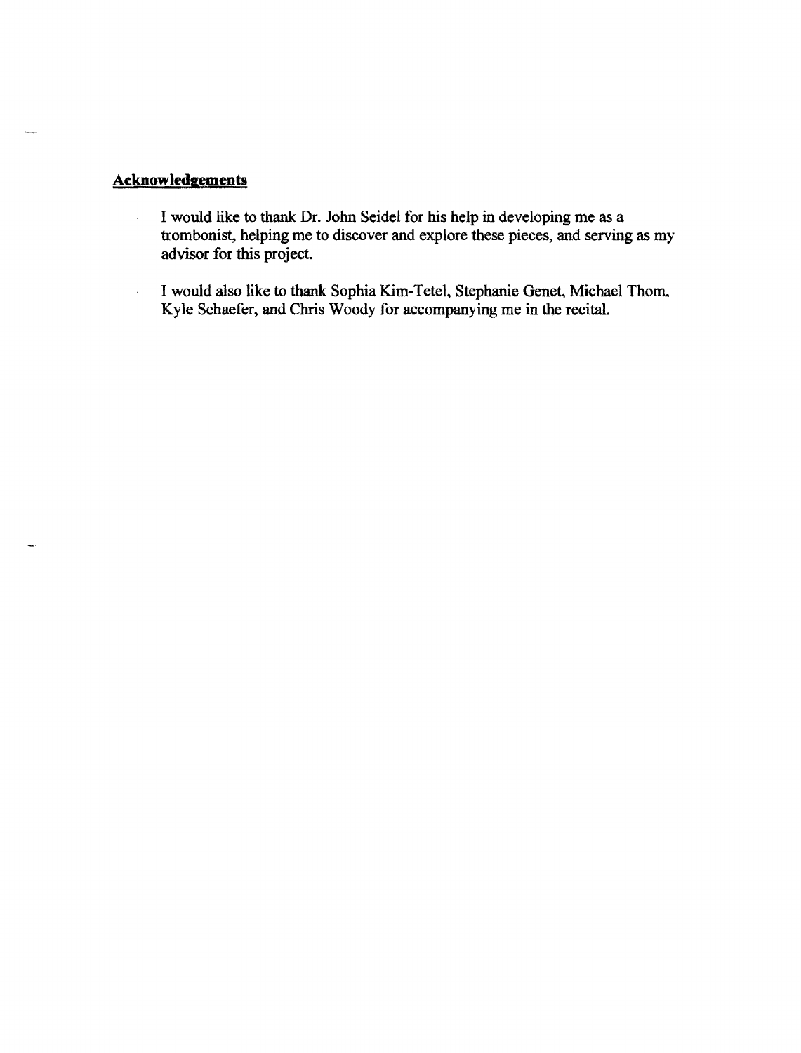## Acknowledgements

I would like to thank Dr. John Seidel for his help in developing me as a trombonist, helping me to discover and explore these pieces, and serving as my advisor for this project.

I would also like to thank Sophia Kim-Tetel, Stephanie Genet, Michael Thom, Kyle Schaefer, and Chris Woody for accompanying me in the recital.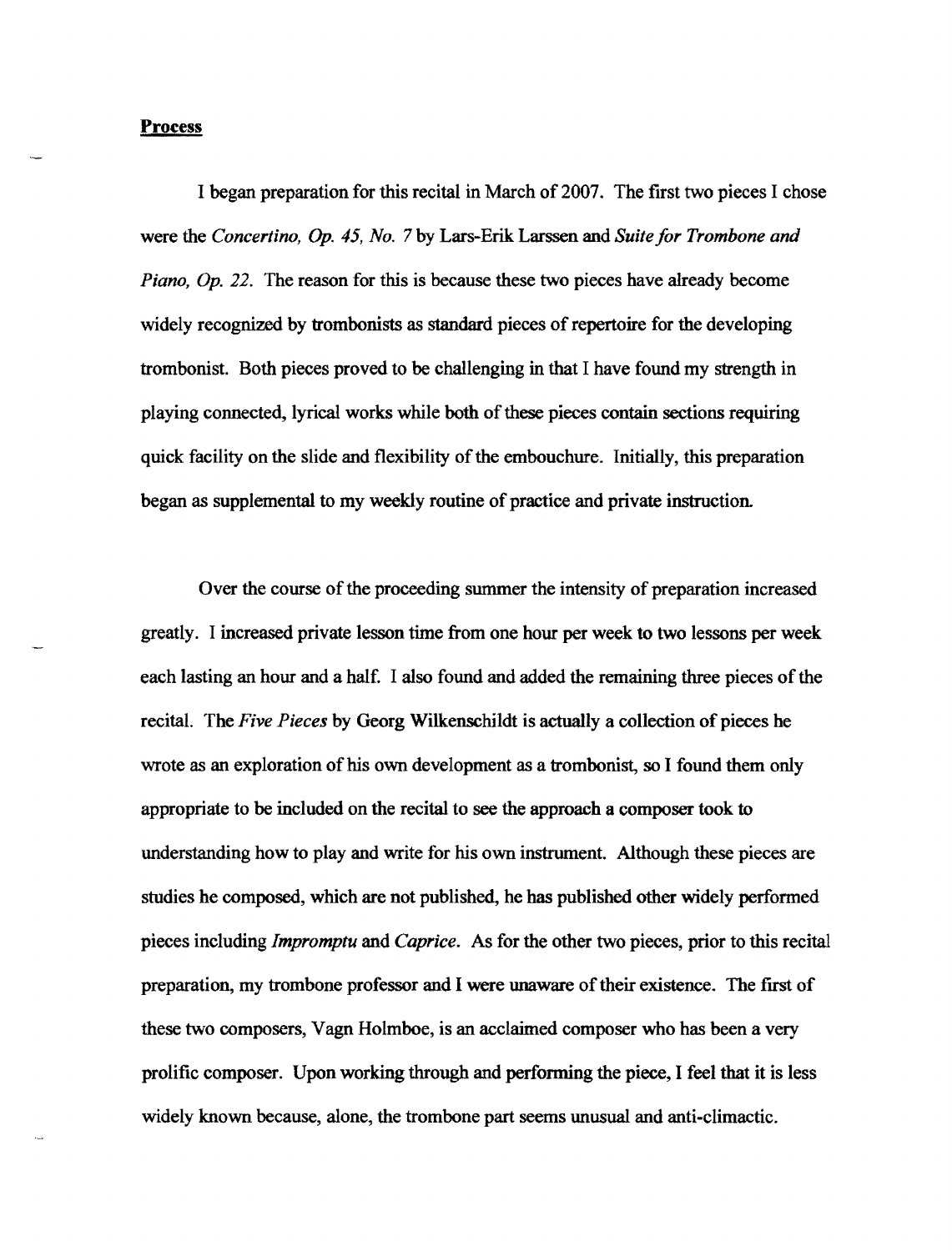**Process**

I began preparation for this recital in March of 2007. The first two pieces I chose were the *Concertino, Op. 45, No. 7* by Lars-Erik Larssen and *Suite for Trombone and Piano, Op. 22*. The reason for this is because these two pieces have already become widely recognized by trombonists as standard pieces of repertoire for the developing trombonist. Both pieces proved to be challenging in that I have found my strength in playing connected, lyrical works while both of these pieces contain sections requiring quick facility on the slide and flexibility of the embouchure. Initially, this preparation began as supplemental to my weekly routine of practice and private instruction.

Over the course of the proceeding summer the intensity of preparation increased greatly. I increased private lesson time from one hour per week to two lessons per week each lasting an hour and a half. I also found and added the remaining three pieces of the recital. The *Five Pieces* by Georg Wilkenschildt is actually a collection of pieces he wrote as an exploration of his own development as a trombonist, so I found them only appropriate to be included on the recital to see the approach a composer took to understanding how to play and write for his own instrument. Although these pieces are studies he composed, which are not published, he has published other widely performed pieces including *Impromptu* and *Caprice*. As for the other two pieces, prior to this recital preparation, my trombone professor and I were unaware of their existence. The first of these two composers, Vagn Holmboe, is an acclaimed composer who has been a very prolific composer. Upon working through and performing the piece, I feel that it is less widely known because, alone, the trombone part seems unusual and anti-climactic.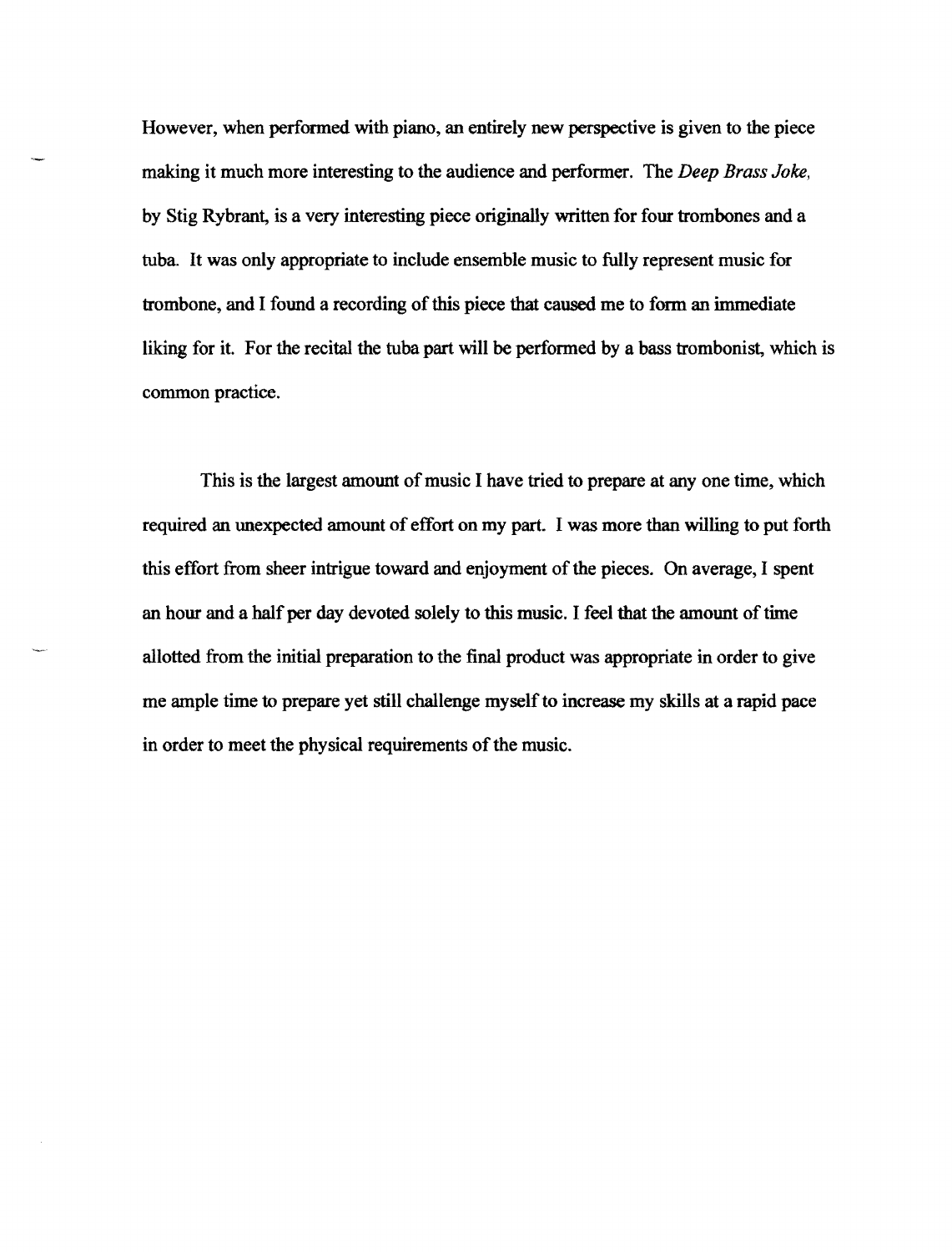However, when performed with piano, an entirely new perspective is given to the piece making it much more interesting to the audience and performer. The *Deep Brass Joke*, by Stig Rybrant, is a very interesting piece originally written for four trombones and a tuba. It was only appropriate to include ensemble music to fully represent music for trombone, and I found a recording of this piece that caused me to form an immediate liking for it. For the recital the tuba part will be performed by a bass trombonist, which is common practice.

This is the largest amount of music I have tried to prepare at any one time, which required an unexpected amount of effort on my part. I was more than willing to put forth this effort from sheer intrigue toward and enjoyment of the pieces. On average, I spent an hour and a half per day devoted solely to this music. I feel that the amount of time allotted from the initial preparation to the final product was appropriate in order to give me ample time to prepare yet still challenge myself to increase my skills at a rapid pace in order to meet the physical requirements of the music.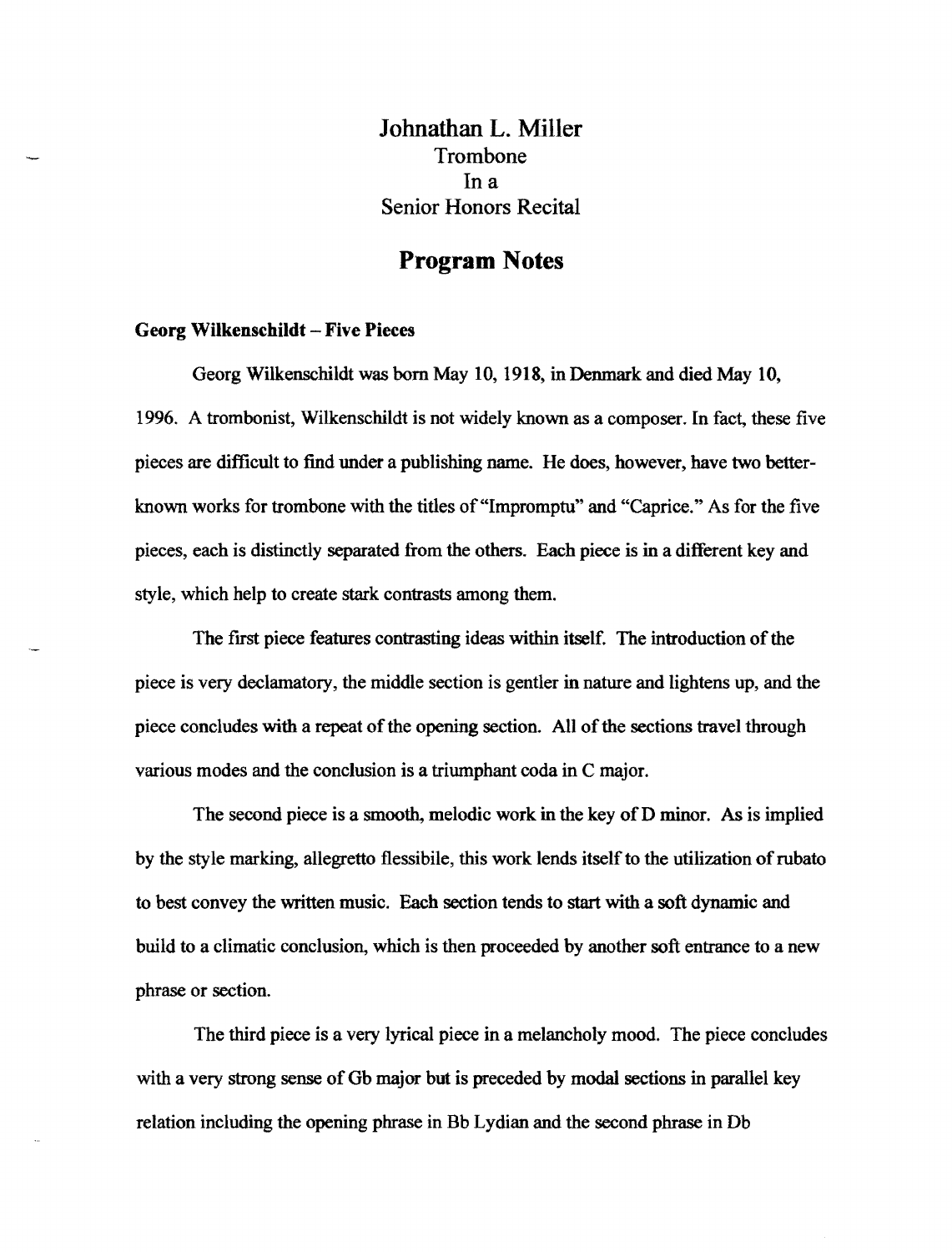# Johnathan L. Miller

Trombone

In a

Senior Honors Recital

## Program Notes

### Georg Wilkenschildt – Five Pieces

Georg Wilkenschildt was born May 10, 1918, in Denmark and died May 10, 1996. A trombonist, Wilkenschildt is not widely known as a composer. In fact, these five pieces are difficult to find under a publishing name. He does, however, have two better-known works for trombone with the titles of "Impromptu" and "Caprice." As for the five pieces, each is distinctly separated from the others. Each piece is in a different key and style, which help to create stark contrasts among them.

The first piece features contrasting ideas within itself. The introduction of the piece is very declamatory, the middle section is gentler in nature and lightens up, and the piece concludes with a repeat of the opening section. All of the sections travel through various modes and the conclusion is a triumphant coda in C major.

The second piece is a smooth, melodic work in the key of D minor. As is implied by the style marking, allegretto flessibile, this work lends itself to the utilization of rubato to best convey the written music. Each section tends to start with a soft dynamic and build to a climatic conclusion, which is then proceeded by another soft entrance to a new phrase or section.

The third piece is a very lyrical piece in a melancholy mood. The piece concludes with a very strong sense of Gb major but is preceded by modal sections in parallel key relation including the opening phrase in Bb Lydian and the second phrase in Db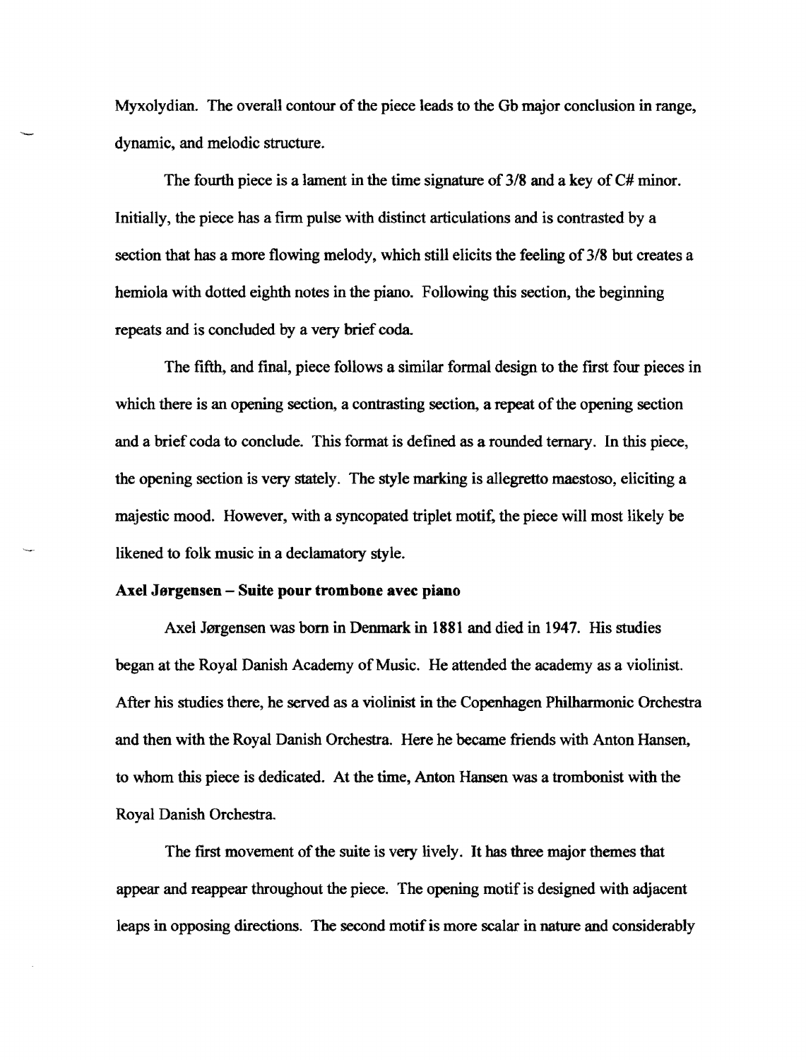Myxolydian. The overall contour of the piece leads to the Gb major conclusion in range, dynamic, and melodic structure.

The fourth piece is a lament in the time signature of 3/8 and a key of C# minor. Initially, the piece has a firm pulse with distinct articulations and is contrasted by a section that has a more flowing melody, which still elicits the feeling of 3/8 but creates a hemiola with dotted eighth notes in the piano. Following this section, the beginning repeats and is concluded by a very brief coda.

The fifth, and final, piece follows a similar formal design to the first four pieces in which there is an opening section, a contrasting section, a repeat of the opening section and a brief coda to conclude. This format is defined as a rounded ternary. In this piece, the opening section is very stately. The style marking is allegretto maestoso, eliciting a majestic mood. However, with a syncopated triplet motif, the piece will most likely be likened to folk music in a declamatory style.

**Axel Jørgensen – Suite pour trombone avec piano**

Axel Jørgensen was born in Denmark in 1881 and died in 1947. His studies began at the Royal Danish Academy of Music. He attended the academy as a violinist. After his studies there, he served as a violinist in the Copenhagen Philharmonic Orchestra and then with the Royal Danish Orchestra. Here he became friends with Anton Hansen, to whom this piece is dedicated. At the time, Anton Hansen was a trombonist with the Royal Danish Orchestra.

The first movement of the suite is very lively. It has three major themes that appear and reappear throughout the piece. The opening motif is designed with adjacent leaps in opposing directions. The second motif is more scalar in nature and considerably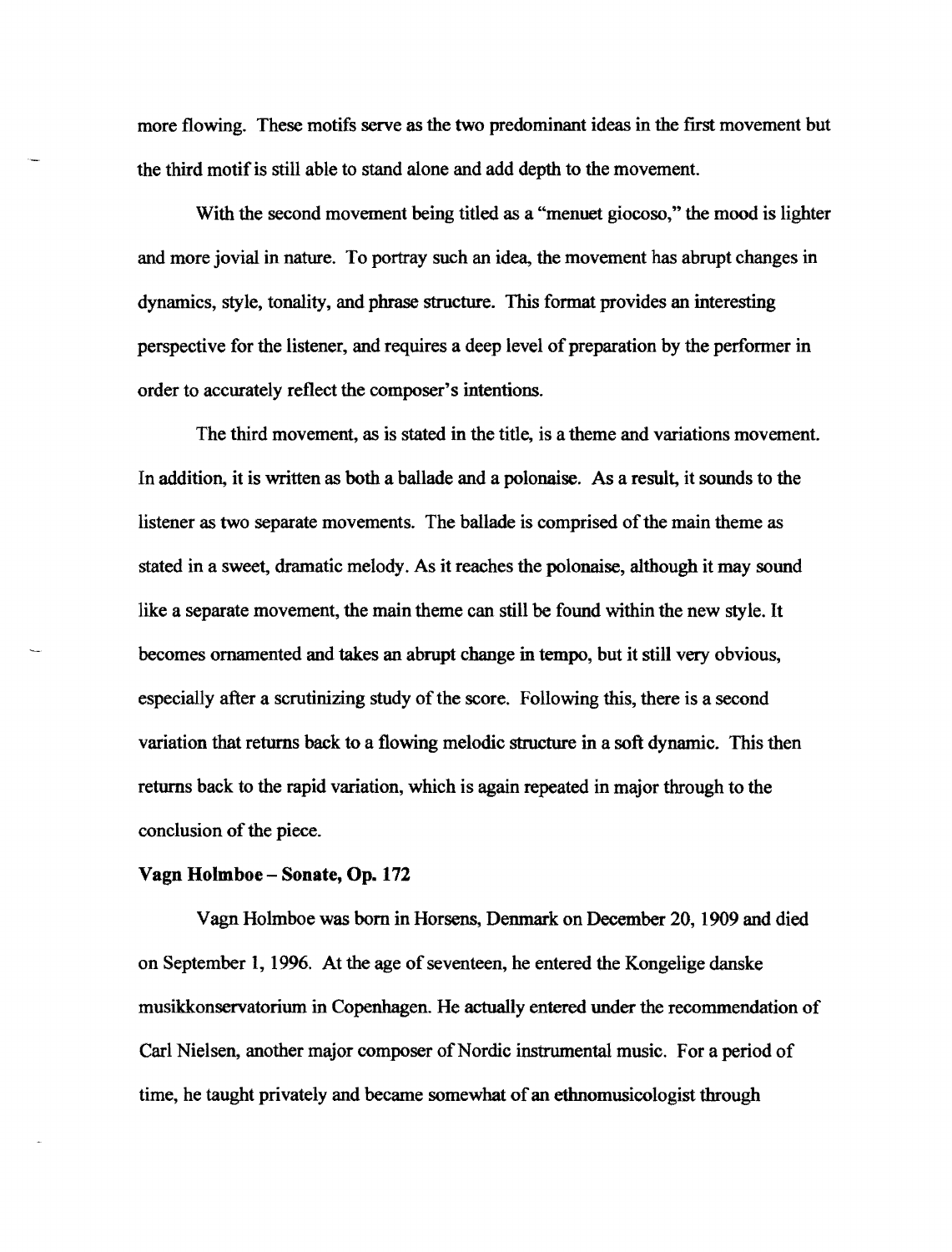more flowing. These motifs serve as the two predominant ideas in the first movement but the third motif is still able to stand alone and add depth to the movement.

With the second movement being titled as a "menuet giocoso," the mood is lighter and more jovial in nature. To portray such an idea, the movement has abrupt changes in dynamics, style, tonality, and phrase structure. This format provides an interesting perspective for the listener, and requires a deep level of preparation by the performer in order to accurately reflect the composer's intentions.

The third movement, as is stated in the title, is a theme and variations movement. In addition, it is written as both a ballade and a polonaise. As a result, it sounds to the listener as two separate movements. The ballade is comprised of the main theme as stated in a sweet, dramatic melody. As it reaches the polonaise, although it may sound like a separate movement, the main theme can still be found within the new style. It becomes ornamented and takes an abrupt change in tempo, but it still very obvious, especially after a scrutinizing study of the score. Following this, there is a second variation that returns back to a flowing melodic structure in a soft dynamic. This then returns back to the rapid variation, which is again repeated in major through to the conclusion of the piece.

**Vagn Holmboe – Sonate, Op. 172**

Vagn Holmboe was born in Horsens, Denmark on December 20, 1909 and died on September 1, 1996. At the age of seventeen, he entered the Kongelige danske musikkonservatorium in Copenhagen. He actually entered under the recommendation of Carl Nielsen, another major composer of Nordic instrumental music. For a period of time, he taught privately and became somewhat of an ethnomusicologist through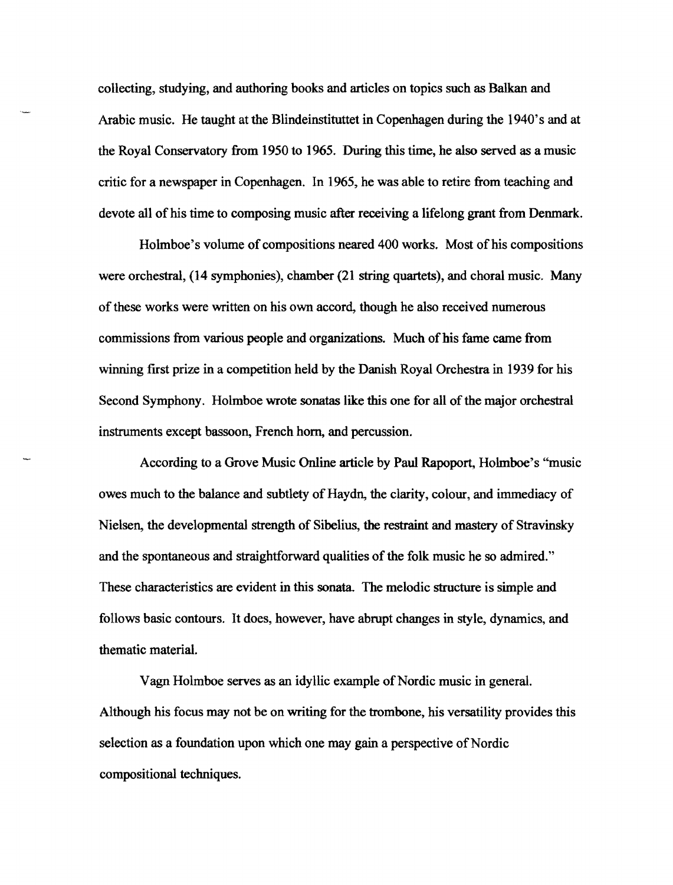collecting, studying, and authoring books and articles on topics such as Balkan and Arabic music. He taught at the Blindeinstituttet in Copenhagen during the 1940's and at the Royal Conservatory from 1950 to 1965. During this time, he also served as a music critic for a newspaper in Copenhagen. In 1965, he was able to retire from teaching and devote all of his time to composing music after receiving a lifelong grant from Denmark.

Holmboe's volume of compositions neared 400 works. Most of his compositions were orchestral, (14 symphonies), chamber (21 string quartets), and choral music. Many of these works were written on his own accord, though he also received numerous commissions from various people and organizations. Much of his fame came from winning first prize in a competition held by the Danish Royal Orchestra in 1939 for his Second Symphony. Holmboe wrote sonatas like this one for all of the major orchestral instruments except bassoon, French horn, and percussion.

According to a Grove Music Online article by Paul Rapoport, Holmboe's "music owes much to the balance and subtlety of Haydn, the clarity, colour, and immediacy of Nielsen, the developmental strength of Sibelius, the restraint and mastery of Stravinsky and the spontaneous and straightforward qualities of the folk music he so admired." These characteristics are evident in this sonata. The melodic structure is simple and follows basic contours. It does, however, have abrupt changes in style, dynamics, and thematic material.

Vagn Holmboe serves as an idyllic example of Nordic music in general. Although his focus may not be on writing for the trombone, his versatility provides this selection as a foundation upon which one may gain a perspective of Nordic compositional techniques.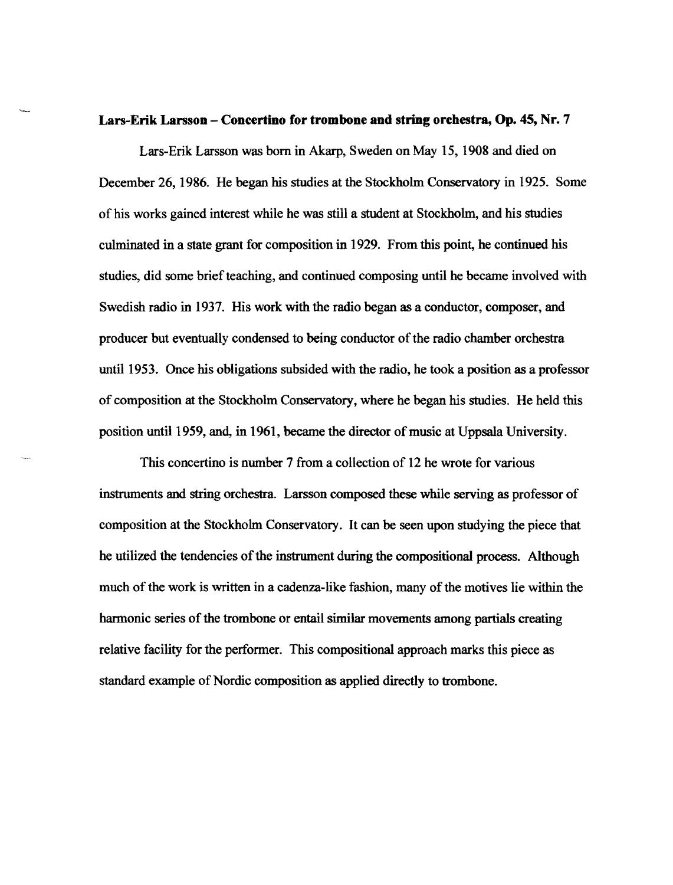**Lars-Erik Larsson – Concertino for trombone and string orchestra, Op. 45, Nr. 7**

Lars-Erik Larsson was born in Akarp, Sweden on May 15, 1908 and died on December 26, 1986. He began his studies at the Stockholm Conservatory in 1925. Some of his works gained interest while he was still a student at Stockholm, and his studies culminated in a state grant for composition in 1929. From this point, he continued his studies, did some brief teaching, and continued composing until he became involved with Swedish radio in 1937. His work with the radio began as a conductor, composer, and producer but eventually condensed to being conductor of the radio chamber orchestra until 1953. Once his obligations subsided with the radio, he took a position as a professor of composition at the Stockholm Conservatory, where he began his studies. He held this position until 1959, and, in 1961, became the director of music at Uppsala University.

This concertino is number 7 from a collection of 12 he wrote for various instruments and string orchestra. Larsson composed these while serving as professor of composition at the Stockholm Conservatory. It can be seen upon studying the piece that he utilized the tendencies of the instrument during the compositional process. Although much of the work is written in a cadenza-like fashion, many of the motives lie within the harmonic series of the trombone or entail similar movements among partials creating relative facility for the performer. This compositional approach marks this piece as standard example of Nordic composition as applied directly to trombone.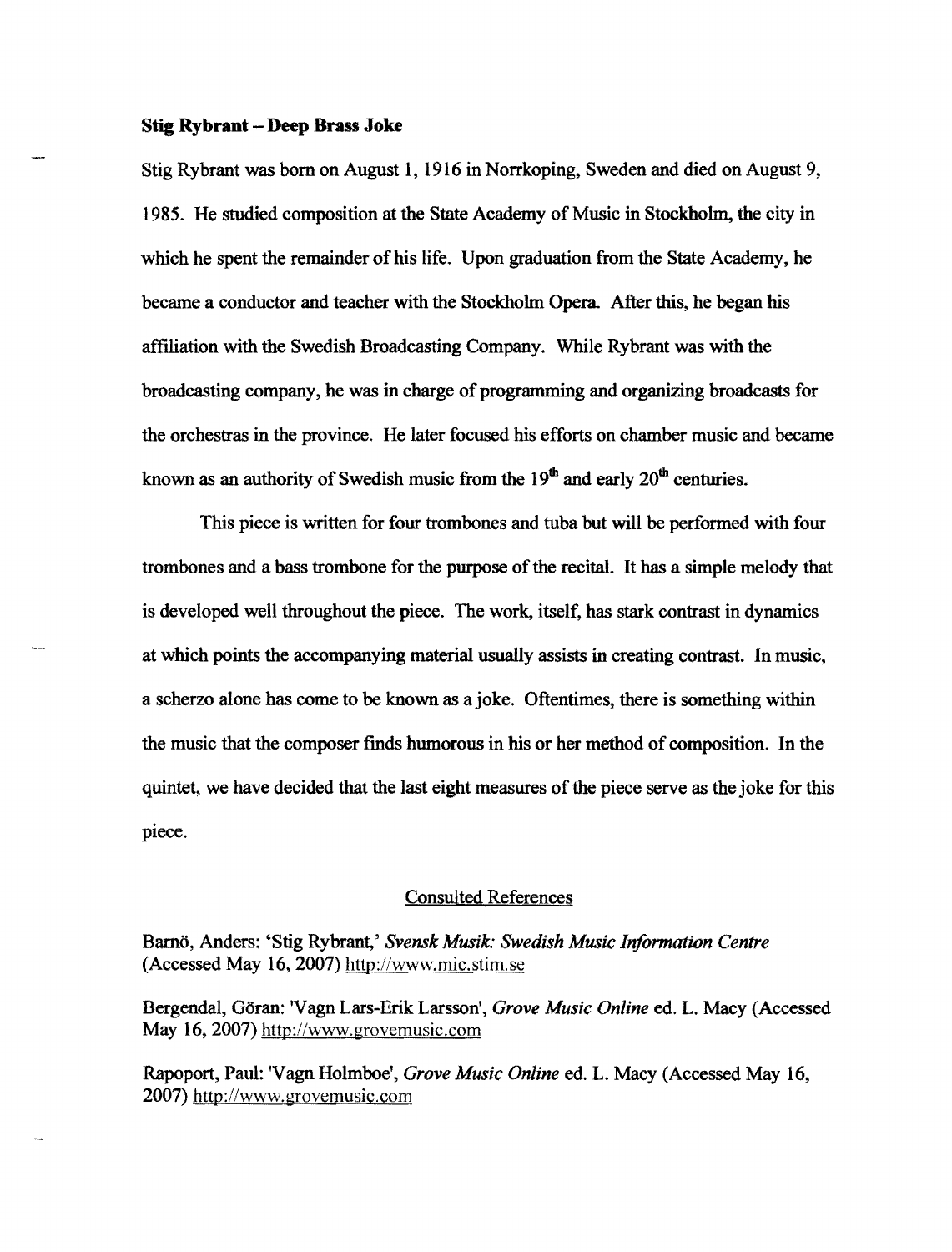**Stig Rybrant – Deep Brass Joke**

Stig Rybrant was born on August 1, 1916 in Norrkoping, Sweden and died on August 9, 1985. He studied composition at the State Academy of Music in Stockholm, the city in which he spent the remainder of his life. Upon graduation from the State Academy, he became a conductor and teacher with the Stockholm Opera. After this, he began his affiliation with the Swedish Broadcasting Company. While Rybrant was with the broadcasting company, he was in charge of programming and organizing broadcasts for the orchestras in the province. He later focused his efforts on chamber music and became known as an authority of Swedish music from the 19th and early 20th centuries.

This piece is written for four trombones and tuba but will be performed with four trombones and a bass trombone for the purpose of the recital. It has a simple melody that is developed well throughout the piece. The work, itself, has stark contrast in dynamics at which points the accompanying material usually assists in creating contrast. In music, a scherzo alone has come to be known as a joke. Oftentimes, there is something within the music that the composer finds humorous in his or her method of composition. In the quintet, we have decided that the last eight measures of the piece serve as the joke for this piece.

## Consulted References

Barnö, Anders: 'Stig Rybrant,' *Svensk Musik: Swedish Music Information Centre* (Accessed May 16, 2007) http://www.mic.stim.se

Bergendal, Göran: 'Vagn Lars-Erik Larsson', *Grove Music Online* ed. L. Macy (Accessed May 16, 2007) http://www.grovemusic.com

Rapoport, Paul: 'Vagn Holmboe', *Grove Music Online* ed. L. Macy (Accessed May 16, 2007) http://www.grovemusic.com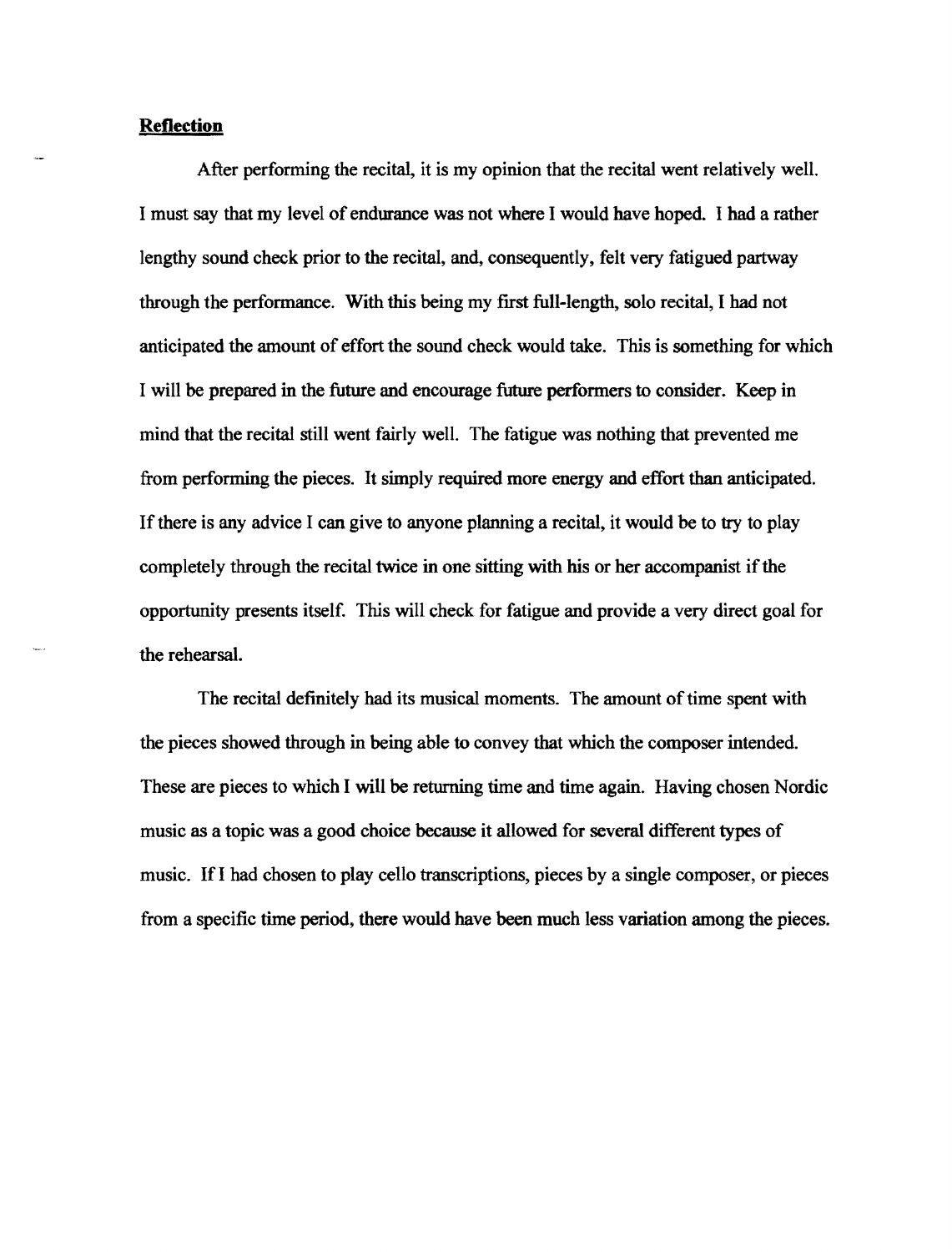**Reflection**

After performing the recital, it is my opinion that the recital went relatively well. I must say that my level of endurance was not where I would have hoped. I had a rather lengthy sound check prior to the recital, and, consequently, felt very fatigued partway through the performance. With this being my first full-length, solo recital, I had not anticipated the amount of effort the sound check would take. This is something for which I will be prepared in the future and encourage future performers to consider. Keep in mind that the recital still went fairly well. The fatigue was nothing that prevented me from performing the pieces. It simply required more energy and effort than anticipated. If there is any advice I can give to anyone planning a recital, it would be to try to play completely through the recital twice in one sitting with his or her accompanist if the opportunity presents itself. This will check for fatigue and provide a very direct goal for the rehearsal.

The recital definitely had its musical moments. The amount of time spent with the pieces showed through in being able to convey that which the composer intended. These are pieces to which I will be returning time and time again. Having chosen Nordic music as a topic was a good choice because it allowed for several different types of music. If I had chosen to play cello transcriptions, pieces by a single composer, or pieces from a specific time period, there would have been much less variation among the pieces.